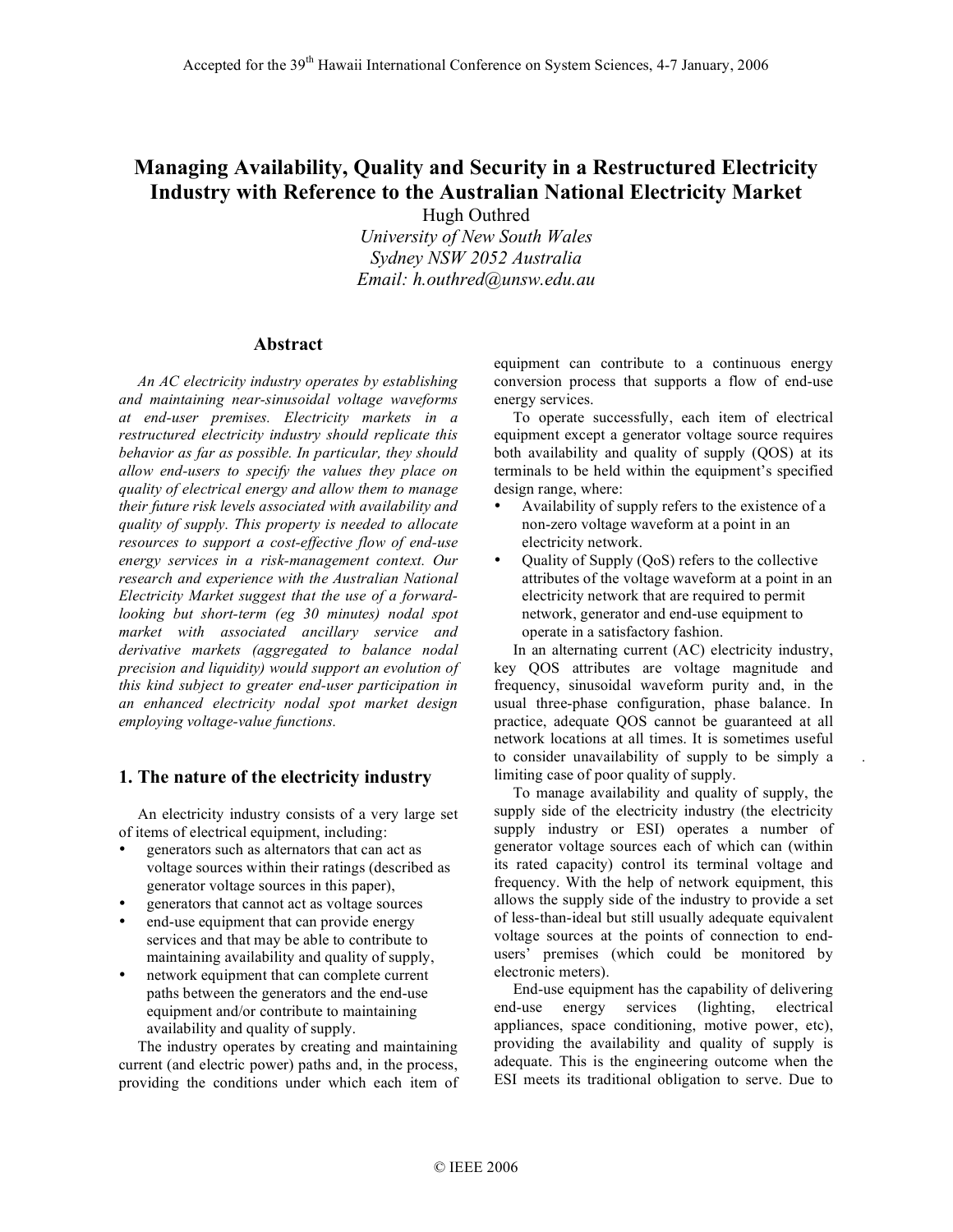Accepted for the 39th Hawaii International Conference on System Sciences, 4-7 January, 2006

# Managing Availability, Quality and Security in a Restructured Electricity Industry with Reference to the Australian National Electricity Market

Hugh Outhred
*University of New South Wales*
*Sydney NSW 2052 Australia*
*Email: h.outhred@unsw.edu.au*

## Abstract

*An AC electricity industry operates by establishing and maintaining near-sinusoidal voltage waveforms at end-user premises. Electricity markets in a restructured electricity industry should replicate this behavior as far as possible. In particular, they should allow end-users to specify the values they place on quality of electrical energy and allow them to manage their future risk levels associated with availability and quality of supply. This property is needed to allocate resources to support a cost-effective flow of end-use energy services in a risk-management context. Our research and experience with the Australian National Electricity Market suggest that the use of a forward-looking but short-term (eg 30 minutes) nodal spot market with associated ancillary service and derivative markets (aggregated to balance nodal precision and liquidity) would support an evolution of this kind subject to greater end-user participation in an enhanced electricity nodal spot market design employing voltage-value functions.*

## 1. The nature of the electricity industry

An electricity industry consists of a very large set of items of electrical equipment, including:

- generators such as alternators that can act as voltage sources within their ratings (described as generator voltage sources in this paper),
- generators that cannot act as voltage sources
- end-use equipment that can provide energy services and that may be able to contribute to maintaining availability and quality of supply,
- network equipment that can complete current paths between the generators and the end-use equipment and/or contribute to maintaining availability and quality of supply.

The industry operates by creating and maintaining current (and electric power) paths and, in the process, providing the conditions under which each item of equipment can contribute to a continuous energy conversion process that supports a flow of end-use energy services.

To operate successfully, each item of electrical equipment except a generator voltage source requires both availability and quality of supply (QOS) at its terminals to be held within the equipment's specified design range, where:

- Availability of supply refers to the existence of a non-zero voltage waveform at a point in an electricity network.
- Quality of Supply (QoS) refers to the collective attributes of the voltage waveform at a point in an electricity network that are required to permit network, generator and end-use equipment to operate in a satisfactory fashion.

In an alternating current (AC) electricity industry, key QOS attributes are voltage magnitude and frequency, sinusoidal waveform purity and, in the usual three-phase configuration, phase balance. In practice, adequate QOS cannot be guaranteed at all network locations at all times. It is sometimes useful to consider unavailability of supply to be simply a limiting case of poor quality of supply.

To manage availability and quality of supply, the supply side of the electricity industry (the electricity supply industry or ESI) operates a number of generator voltage sources each of which can (within its rated capacity) control its terminal voltage and frequency. With the help of network equipment, this allows the supply side of the industry to provide a set of less-than-ideal but still usually adequate equivalent voltage sources at the points of connection to end-users' premises (which could be monitored by electronic meters).

End-use equipment has the capability of delivering end-use energy services (lighting, electrical appliances, space conditioning, motive power, etc), providing the availability and quality of supply is adequate. This is the engineering outcome when the ESI meets its traditional obligation to serve. Due to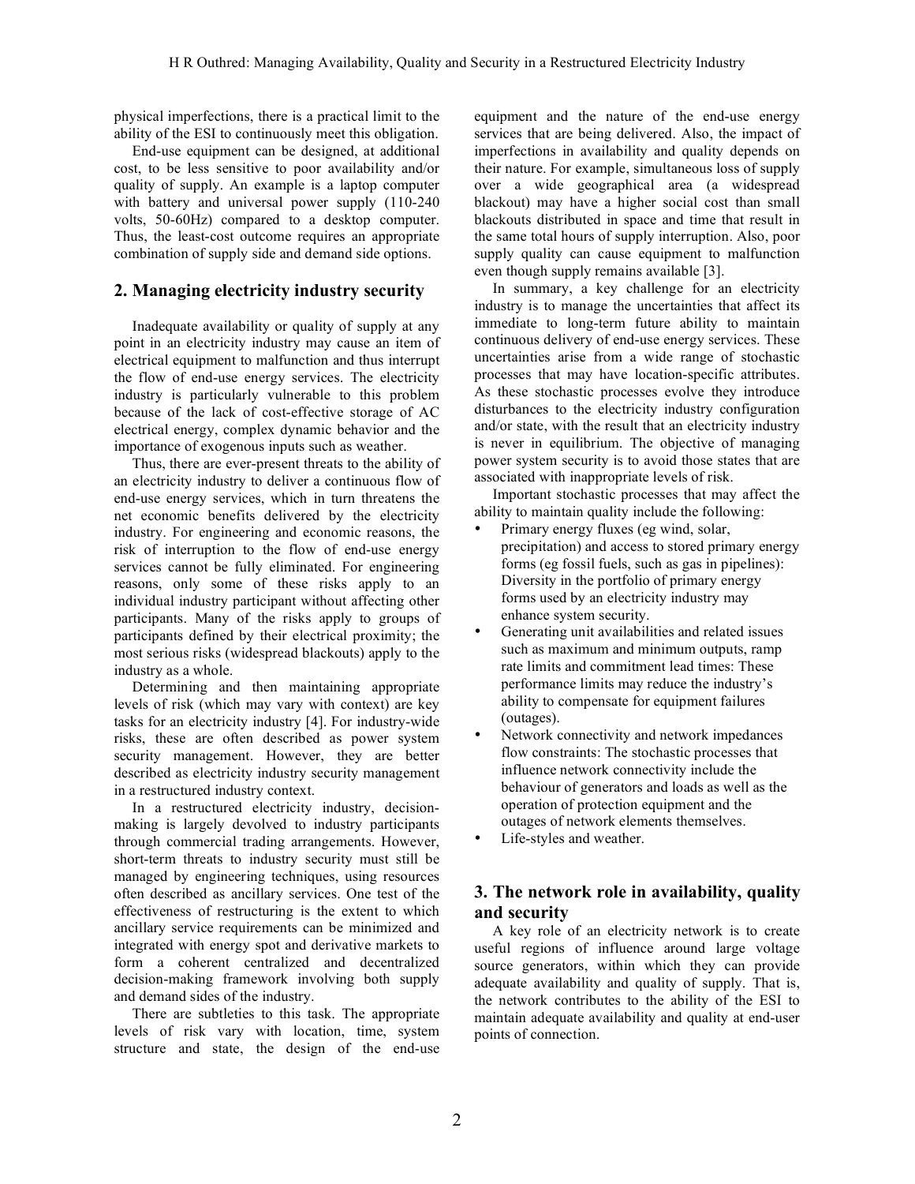physical imperfections, there is a practical limit to the ability of the ESI to continuously meet this obligation.

End-use equipment can be designed, at additional cost, to be less sensitive to poor availability and/or quality of supply. An example is a laptop computer with battery and universal power supply (110-240 volts, 50-60Hz) compared to a desktop computer. Thus, the least-cost outcome requires an appropriate combination of supply side and demand side options.

## 2. Managing electricity industry security

Inadequate availability or quality of supply at any point in an electricity industry may cause an item of electrical equipment to malfunction and thus interrupt the flow of end-use energy services. The electricity industry is particularly vulnerable to this problem because of the lack of cost-effective storage of AC electrical energy, complex dynamic behavior and the importance of exogenous inputs such as weather.

Thus, there are ever-present threats to the ability of an electricity industry to deliver a continuous flow of end-use energy services, which in turn threatens the net economic benefits delivered by the electricity industry. For engineering and economic reasons, the risk of interruption to the flow of end-use energy services cannot be fully eliminated. For engineering reasons, only some of these risks apply to an individual industry participant without affecting other participants. Many of the risks apply to groups of participants defined by their electrical proximity; the most serious risks (widespread blackouts) apply to the industry as a whole.

Determining and then maintaining appropriate levels of risk (which may vary with context) are key tasks for an electricity industry [4]. For industry-wide risks, these are often described as power system security management. However, they are better described as electricity industry security management in a restructured industry context.

In a restructured electricity industry, decision-making is largely devolved to industry participants through commercial trading arrangements. However, short-term threats to industry security must still be managed by engineering techniques, using resources often described as ancillary services. One test of the effectiveness of restructuring is the extent to which ancillary service requirements can be minimized and integrated with energy spot and derivative markets to form a coherent centralized and decentralized decision-making framework involving both supply and demand sides of the industry.

There are subtleties to this task. The appropriate levels of risk vary with location, time, system structure and state, the design of the end-use equipment and the nature of the end-use energy services that are being delivered. Also, the impact of imperfections in availability and quality depends on their nature. For example, simultaneous loss of supply over a wide geographical area (a widespread blackout) may have a higher social cost than small blackouts distributed in space and time that result in the same total hours of supply interruption. Also, poor supply quality can cause equipment to malfunction even though supply remains available [3].

In summary, a key challenge for an electricity industry is to manage the uncertainties that affect its immediate to long-term future ability to maintain continuous delivery of end-use energy services. These uncertainties arise from a wide range of stochastic processes that may have location-specific attributes. As these stochastic processes evolve they introduce disturbances to the electricity industry configuration and/or state, with the result that an electricity industry is never in equilibrium. The objective of managing power system security is to avoid those states that are associated with inappropriate levels of risk.

Important stochastic processes that may affect the ability to maintain quality include the following:

- Primary energy fluxes (eg wind, solar, precipitation) and access to stored primary energy forms (eg fossil fuels, such as gas in pipelines): Diversity in the portfolio of primary energy forms used by an electricity industry may enhance system security.
- Generating unit availabilities and related issues such as maximum and minimum outputs, ramp rate limits and commitment lead times: These performance limits may reduce the industry's ability to compensate for equipment failures (outages).
- Network connectivity and network impedances flow constraints: The stochastic processes that influence network connectivity include the behaviour of generators and loads as well as the operation of protection equipment and the outages of network elements themselves.
- Life-styles and weather.

## 3. The network role in availability, quality and security

A key role of an electricity network is to create useful regions of influence around large voltage source generators, within which they can provide adequate availability and quality of supply. That is, the network contributes to the ability of the ESI to maintain adequate availability and quality at end-user points of connection.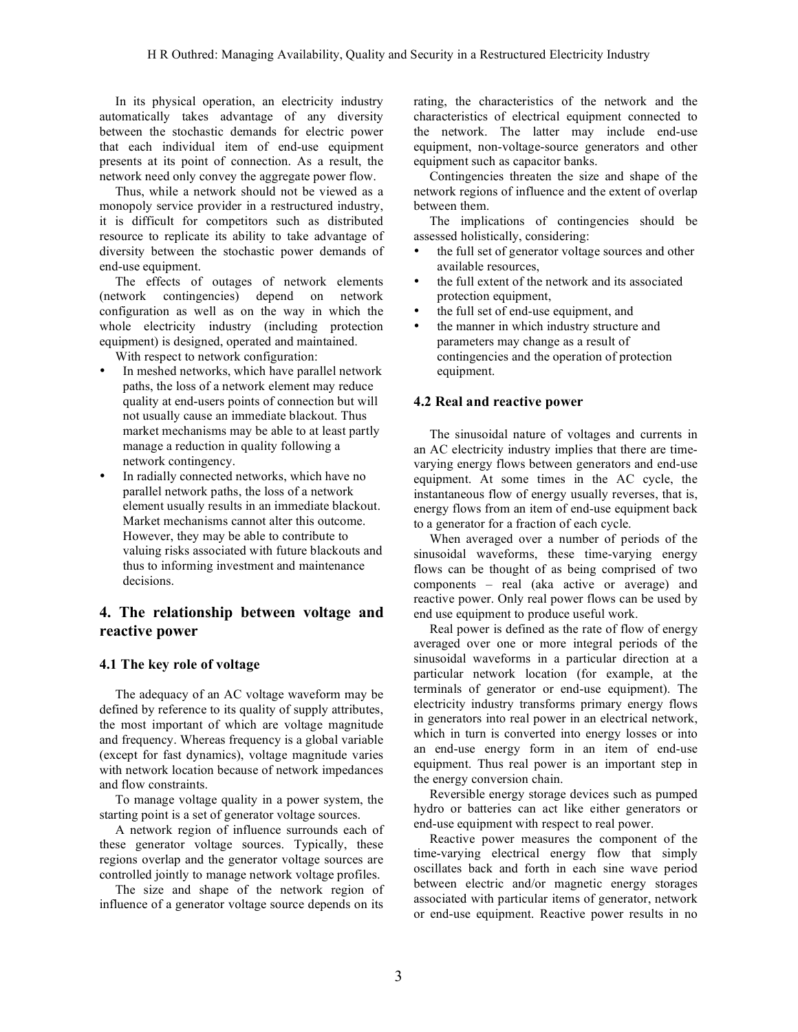In its physical operation, an electricity industry automatically takes advantage of any diversity between the stochastic demands for electric power that each individual item of end-use equipment presents at its point of connection. As a result, the network need only convey the aggregate power flow.

Thus, while a network should not be viewed as a monopoly service provider in a restructured industry, it is difficult for competitors such as distributed resource to replicate its ability to take advantage of diversity between the stochastic power demands of end-use equipment.

The effects of outages of network elements (network contingencies) depend on network configuration as well as on the way in which the whole electricity industry (including protection equipment) is designed, operated and maintained.

With respect to network configuration:

- In meshed networks, which have parallel network paths, the loss of a network element may reduce quality at end-users points of connection but will not usually cause an immediate blackout. Thus market mechanisms may be able to at least partly manage a reduction in quality following a network contingency.
- In radially connected networks, which have no parallel network paths, the loss of a network element usually results in an immediate blackout. Market mechanisms cannot alter this outcome. However, they may be able to contribute to valuing risks associated with future blackouts and thus to informing investment and maintenance decisions.

## 4. The relationship between voltage and reactive power

### 4.1 The key role of voltage

The adequacy of an AC voltage waveform may be defined by reference to its quality of supply attributes, the most important of which are voltage magnitude and frequency. Whereas frequency is a global variable (except for fast dynamics), voltage magnitude varies with network location because of network impedances and flow constraints.

To manage voltage quality in a power system, the starting point is a set of generator voltage sources.

A network region of influence surrounds each of these generator voltage sources. Typically, these regions overlap and the generator voltage sources are controlled jointly to manage network voltage profiles.

The size and shape of the network region of influence of a generator voltage source depends on its rating, the characteristics of the network and the characteristics of electrical equipment connected to the network. The latter may include end-use equipment, non-voltage-source generators and other equipment such as capacitor banks.

Contingencies threaten the size and shape of the network regions of influence and the extent of overlap between them.

The implications of contingencies should be assessed holistically, considering:

- the full set of generator voltage sources and other available resources,
- the full extent of the network and its associated protection equipment,
- the full set of end-use equipment, and
- the manner in which industry structure and parameters may change as a result of contingencies and the operation of protection equipment.

### 4.2 Real and reactive power

The sinusoidal nature of voltages and currents in an AC electricity industry implies that there are time-varying energy flows between generators and end-use equipment. At some times in the AC cycle, the instantaneous flow of energy usually reverses, that is, energy flows from an item of end-use equipment back to a generator for a fraction of each cycle.

When averaged over a number of periods of the sinusoidal waveforms, these time-varying energy flows can be thought of as being comprised of two components – real (aka active or average) and reactive power. Only real power flows can be used by end use equipment to produce useful work.

Real power is defined as the rate of flow of energy averaged over one or more integral periods of the sinusoidal waveforms in a particular direction at a particular network location (for example, at the terminals of generator or end-use equipment). The electricity industry transforms primary energy flows in generators into real power in an electrical network, which in turn is converted into energy losses or into an end-use energy form in an item of end-use equipment. Thus real power is an important step in the energy conversion chain.

Reversible energy storage devices such as pumped hydro or batteries can act like either generators or end-use equipment with respect to real power.

Reactive power measures the component of the time-varying electrical energy flow that simply oscillates back and forth in each sine wave period between electric and/or magnetic energy storages associated with particular items of generator, network or end-use equipment. Reactive power results in no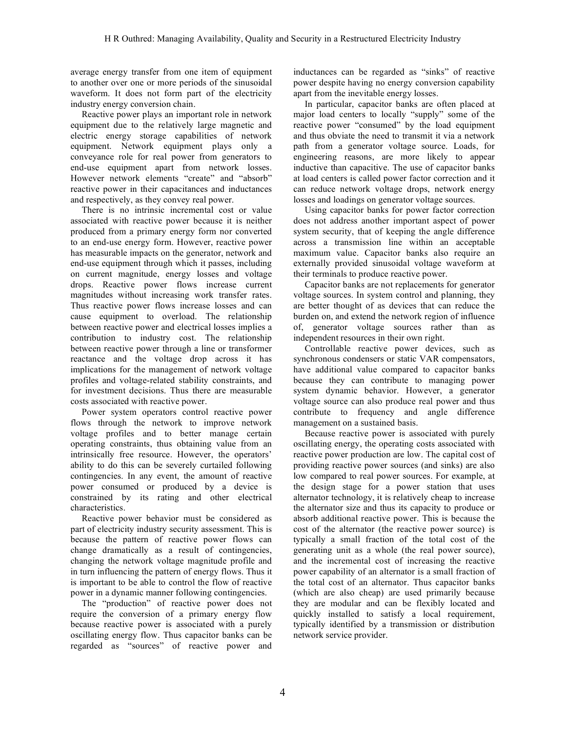average energy transfer from one item of equipment to another over one or more periods of the sinusoidal waveform. It does not form part of the electricity industry energy conversion chain.

Reactive power plays an important role in network equipment due to the relatively large magnetic and electric energy storage capabilities of network equipment. Network equipment plays only a conveyance role for real power from generators to end-use equipment apart from network losses. However network elements "create" and "absorb" reactive power in their capacitances and inductances and respectively, as they convey real power.

There is no intrinsic incremental cost or value associated with reactive power because it is neither produced from a primary energy form nor converted to an end-use energy form. However, reactive power has measurable impacts on the generator, network and end-use equipment through which it passes, including on current magnitude, energy losses and voltage drops. Reactive power flows increase current magnitudes without increasing work transfer rates. Thus reactive power flows increase losses and can cause equipment to overload. The relationship between reactive power and electrical losses implies a contribution to industry cost. The relationship between reactive power through a line or transformer reactance and the voltage drop across it has implications for the management of network voltage profiles and voltage-related stability constraints, and for investment decisions. Thus there are measurable costs associated with reactive power.

Power system operators control reactive power flows through the network to improve network voltage profiles and to better manage certain operating constraints, thus obtaining value from an intrinsically free resource. However, the operators' ability to do this can be severely curtailed following contingencies. In any event, the amount of reactive power consumed or produced by a device is constrained by its rating and other electrical characteristics.

Reactive power behavior must be considered as part of electricity industry security assessment. This is because the pattern of reactive power flows can change dramatically as a result of contingencies, changing the network voltage magnitude profile and in turn influencing the pattern of energy flows. Thus it is important to be able to control the flow of reactive power in a dynamic manner following contingencies.

The "production" of reactive power does not require the conversion of a primary energy flow because reactive power is associated with a purely oscillating energy flow. Thus capacitor banks can be regarded as "sources" of reactive power and inductances can be regarded as "sinks" of reactive power despite having no energy conversion capability apart from the inevitable energy losses.

In particular, capacitor banks are often placed at major load centers to locally "supply" some of the reactive power "consumed" by the load equipment and thus obviate the need to transmit it via a network path from a generator voltage source. Loads, for engineering reasons, are more likely to appear inductive than capacitive. The use of capacitor banks at load centers is called power factor correction and it can reduce network voltage drops, network energy losses and loadings on generator voltage sources.

Using capacitor banks for power factor correction does not address another important aspect of power system security, that of keeping the angle difference across a transmission line within an acceptable maximum value. Capacitor banks also require an externally provided sinusoidal voltage waveform at their terminals to produce reactive power.

Capacitor banks are not replacements for generator voltage sources. In system control and planning, they are better thought of as devices that can reduce the burden on, and extend the network region of influence of, generator voltage sources rather than as independent resources in their own right.

Controllable reactive power devices, such as synchronous condensers or static VAR compensators, have additional value compared to capacitor banks because they can contribute to managing power system dynamic behavior. However, a generator voltage source can also produce real power and thus contribute to frequency and angle difference management on a sustained basis.

Because reactive power is associated with purely oscillating energy, the operating costs associated with reactive power production are low. The capital cost of providing reactive power sources (and sinks) are also low compared to real power sources. For example, at the design stage for a power station that uses alternator technology, it is relatively cheap to increase the alternator size and thus its capacity to produce or absorb additional reactive power. This is because the cost of the alternator (the reactive power source) is typically a small fraction of the total cost of the generating unit as a whole (the real power source), and the incremental cost of increasing the reactive power capability of an alternator is a small fraction of the total cost of an alternator. Thus capacitor banks (which are also cheap) are used primarily because they are modular and can be flexibly located and quickly installed to satisfy a local requirement, typically identified by a transmission or distribution network service provider.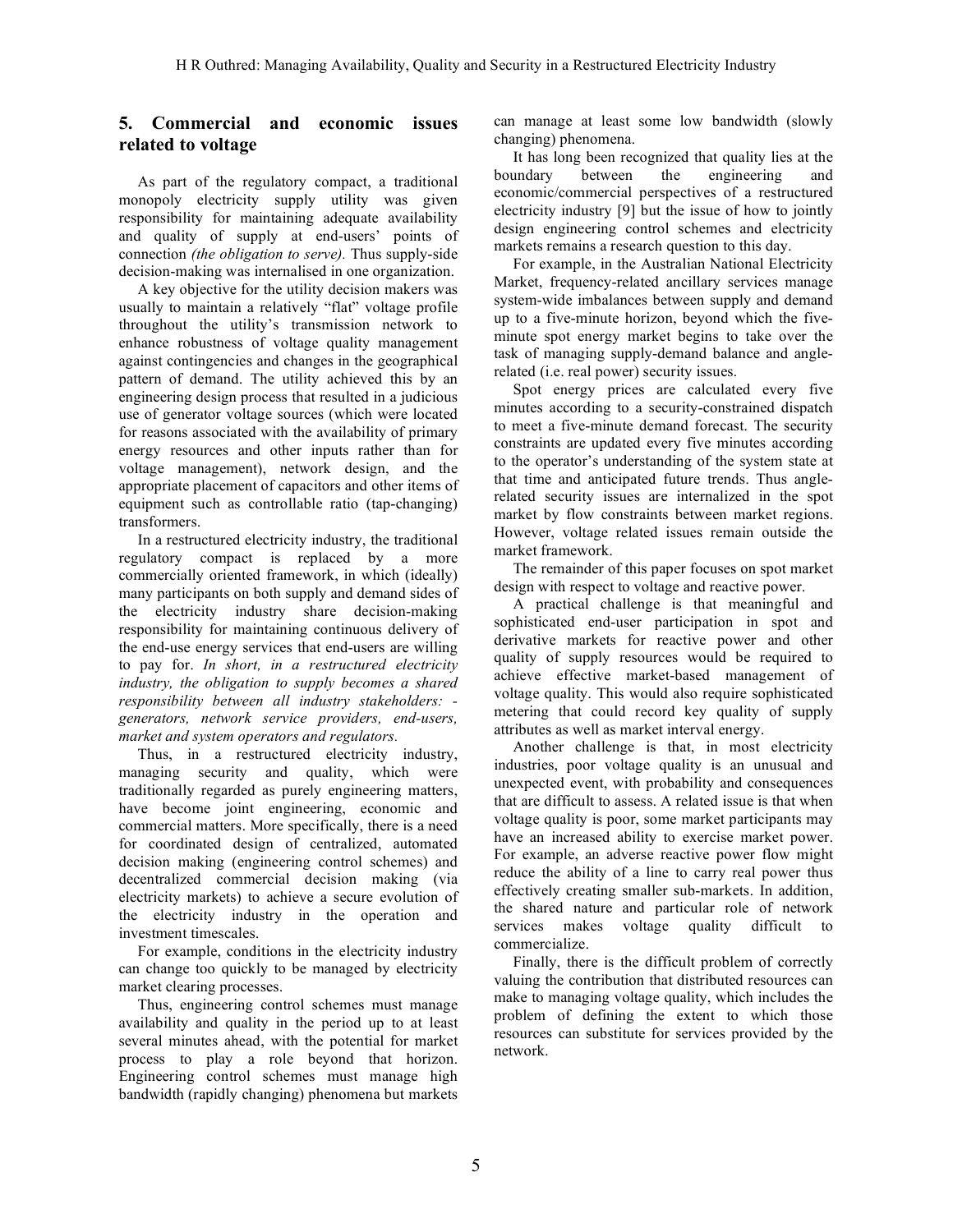## 5. Commercial and economic issues related to voltage

As part of the regulatory compact, a traditional monopoly electricity supply utility was given responsibility for maintaining adequate availability and quality of supply at end-users' points of connection *(the obligation to serve).* Thus supply-side decision-making was internalised in one organization.

A key objective for the utility decision makers was usually to maintain a relatively "flat" voltage profile throughout the utility's transmission network to enhance robustness of voltage quality management against contingencies and changes in the geographical pattern of demand. The utility achieved this by an engineering design process that resulted in a judicious use of generator voltage sources (which were located for reasons associated with the availability of primary energy resources and other inputs rather than for voltage management), network design, and the appropriate placement of capacitors and other items of equipment such as controllable ratio (tap-changing) transformers.

In a restructured electricity industry, the traditional regulatory compact is replaced by a more commercially oriented framework, in which (ideally) many participants on both supply and demand sides of the electricity industry share decision-making responsibility for maintaining continuous delivery of the end-use energy services that end-users are willing to pay for. *In short, in a restructured electricity industry, the obligation to supply becomes a shared responsibility between all industry stakeholders: - generators, network service providers, end-users, market and system operators and regulators.*

Thus, in a restructured electricity industry, managing security and quality, which were traditionally regarded as purely engineering matters, have become joint engineering, economic and commercial matters. More specifically, there is a need for coordinated design of centralized, automated decision making (engineering control schemes) and decentralized commercial decision making (via electricity markets) to achieve a secure evolution of the electricity industry in the operation and investment timescales.

For example, conditions in the electricity industry can change too quickly to be managed by electricity market clearing processes.

Thus, engineering control schemes must manage availability and quality in the period up to at least several minutes ahead, with the potential for market process to play a role beyond that horizon. Engineering control schemes must manage high bandwidth (rapidly changing) phenomena but markets can manage at least some low bandwidth (slowly changing) phenomena.

It has long been recognized that quality lies at the boundary between the engineering and economic/commercial perspectives of a restructured electricity industry [9] but the issue of how to jointly design engineering control schemes and electricity markets remains a research question to this day.

For example, in the Australian National Electricity Market, frequency-related ancillary services manage system-wide imbalances between supply and demand up to a five-minute horizon, beyond which the five-minute spot energy market begins to take over the task of managing supply-demand balance and angle-related (i.e. real power) security issues.

Spot energy prices are calculated every five minutes according to a security-constrained dispatch to meet a five-minute demand forecast. The security constraints are updated every five minutes according to the operator's understanding of the system state at that time and anticipated future trends. Thus angle-related security issues are internalized in the spot market by flow constraints between market regions. However, voltage related issues remain outside the market framework.

The remainder of this paper focuses on spot market design with respect to voltage and reactive power.

A practical challenge is that meaningful and sophisticated end-user participation in spot and derivative markets for reactive power and other quality of supply resources would be required to achieve effective market-based management of voltage quality. This would also require sophisticated metering that could record key quality of supply attributes as well as market interval energy.

Another challenge is that, in most electricity industries, poor voltage quality is an unusual and unexpected event, with probability and consequences that are difficult to assess. A related issue is that when voltage quality is poor, some market participants may have an increased ability to exercise market power. For example, an adverse reactive power flow might reduce the ability of a line to carry real power thus effectively creating smaller sub-markets. In addition, the shared nature and particular role of network services makes voltage quality difficult to commercialize.

Finally, there is the difficult problem of correctly valuing the contribution that distributed resources can make to managing voltage quality, which includes the problem of defining the extent to which those resources can substitute for services provided by the network.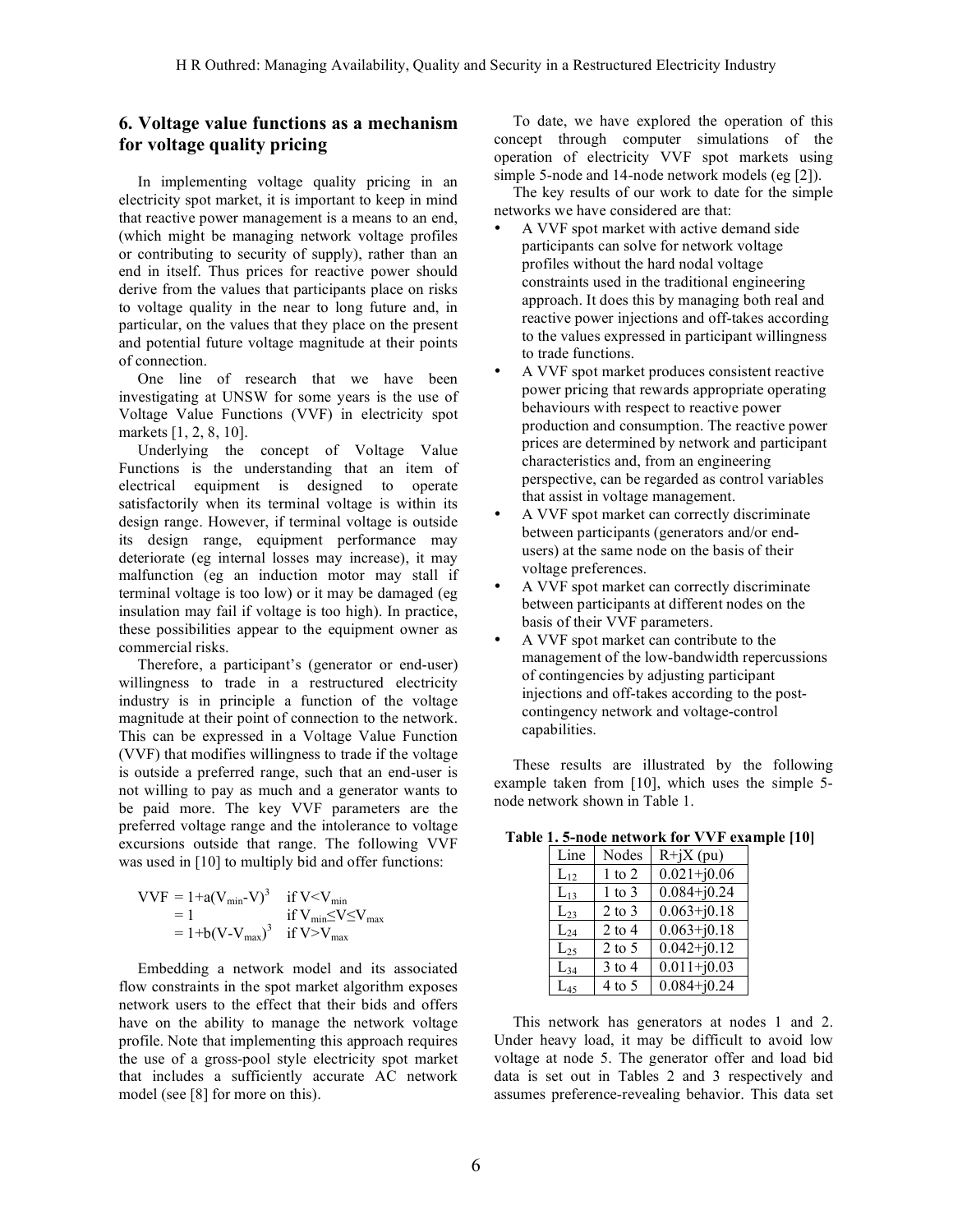## 6. Voltage value functions as a mechanism for voltage quality pricing

In implementing voltage quality pricing in an electricity spot market, it is important to keep in mind that reactive power management is a means to an end, (which might be managing network voltage profiles or contributing to security of supply), rather than an end in itself. Thus prices for reactive power should derive from the values that participants place on risks to voltage quality in the near to long future and, in particular, on the values that they place on the present and potential future voltage magnitude at their points of connection.

One line of research that we have been investigating at UNSW for some years is the use of Voltage Value Functions (VVF) in electricity spot markets [1, 2, 8, 10].

Underlying the concept of Voltage Value Functions is the understanding that an item of electrical equipment is designed to operate satisfactorily when its terminal voltage is within its design range. However, if terminal voltage is outside its design range, equipment performance may deteriorate (eg internal losses may increase), it may malfunction (eg an induction motor may stall if terminal voltage is too low) or it may be damaged (eg insulation may fail if voltage is too high). In practice, these possibilities appear to the equipment owner as commercial risks.

Therefore, a participant's (generator or end-user) willingness to trade in a restructured electricity industry is in principle a function of the voltage magnitude at their point of connection to the network. This can be expressed in a Voltage Value Function (VVF) that modifies willingness to trade if the voltage is outside a preferred range, such that an end-user is not willing to pay as much and a generator wants to be paid more. The key VVF parameters are the preferred voltage range and the intolerance to voltage excursions outside that range. The following VVF was used in [10] to multiply bid and offer functions:

$$
\begin{aligned}
VVF &= 1+a(V_{min}-V)^3 && \text{if } V<V_{min} \\
&= 1 && \text{if } V_{min}\leq V\leq V_{max} \\
&= 1+b(V-V_{max})^3 && \text{if } V>V_{max}
\end{aligned}
$$

Embedding a network model and its associated flow constraints in the spot market algorithm exposes network users to the effect that their bids and offers have on the ability to manage the network voltage profile. Note that implementing this approach requires the use of a gross-pool style electricity spot market that includes a sufficiently accurate AC network model (see [8] for more on this).

To date, we have explored the operation of this concept through computer simulations of the operation of electricity VVF spot markets using simple 5-node and 14-node network models (eg [2]).

The key results of our work to date for the simple networks we have considered are that:

- A VVF spot market with active demand side participants can solve for network voltage profiles without the hard nodal voltage constraints used in the traditional engineering approach. It does this by managing both real and reactive power injections and off-takes according to the values expressed in participant willingness to trade functions.
- A VVF spot market produces consistent reactive power pricing that rewards appropriate operating behaviours with respect to reactive power production and consumption. The reactive power prices are determined by network and participant characteristics and, from an engineering perspective, can be regarded as control variables that assist in voltage management.
- A VVF spot market can correctly discriminate between participants (generators and/or end-users) at the same node on the basis of their voltage preferences.
- A VVF spot market can correctly discriminate between participants at different nodes on the basis of their VVF parameters.
- A VVF spot market can contribute to the management of the low-bandwidth repercussions of contingencies by adjusting participant injections and off-takes according to the post-contingency network and voltage-control capabilities.

These results are illustrated by the following example taken from [10], which uses the simple 5-node network shown in Table 1.

**Table 1. 5-node network for VVF example [10]**

| Line | Nodes | R+jX (pu) |
|---|---|---|
| $L_{12}$ | 1 to 2 | 0.021+j0.06 |
| $L_{13}$ | 1 to 3 | 0.084+j0.24 |
| $L_{23}$ | 2 to 3 | 0.063+j0.18 |
| $L_{24}$ | 2 to 4 | 0.063+j0.18 |
| $L_{25}$ | 2 to 5 | 0.042+j0.12 |
| $L_{34}$ | 3 to 4 | 0.011+j0.03 |
| $L_{45}$ | 4 to 5 | 0.084+j0.24 |

This network has generators at nodes 1 and 2. Under heavy load, it may be difficult to avoid low voltage at node 5. The generator offer and load bid data is set out in Tables 2 and 3 respectively and assumes preference-revealing behavior. This data set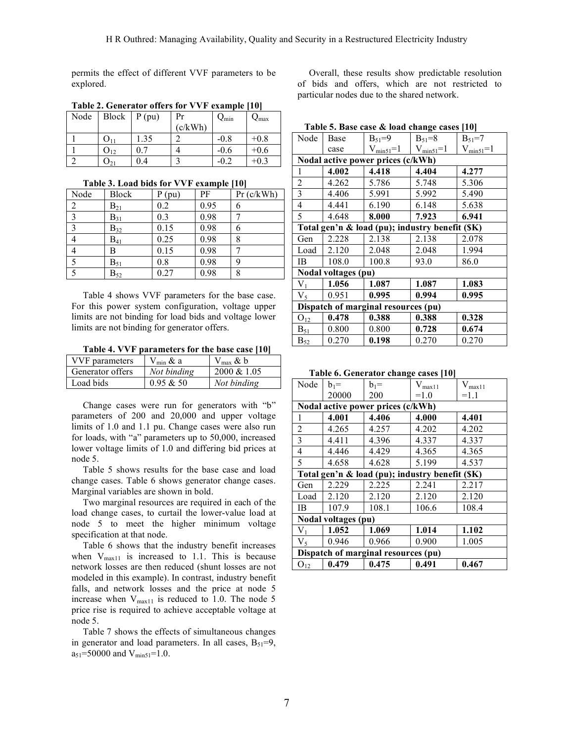permits the effect of different VVF parameters to be explored.

**Table 2. Generator offers for VVF example [10]**

| Node | Block | P (pu) | Pr (c/kWh) | $Q_{min}$ | $Q_{max}$ |
|---|---|---|---|---|---|
| 1 | $O_{11}$ | 1.35 | 2 | -0.8 | +0.8 |
| 1 | $O_{12}$ | 0.7 | 4 | -0.6 | +0.6 |
| 2 | $O_{21}$ | 0.4 | 3 | -0.2 | +0.3 |

**Table 3. Load bids for VVF example [10]**

| Node | Block | P (pu) | PF | Pr (c/kWh) |
|---|---|---|---|---|
| 2 | $B_{21}$ | 0.2 | 0.95 | 6 |
| 3 | $B_{31}$ | 0.3 | 0.98 | 7 |
| 3 | $B_{32}$ | 0.15 | 0.98 | 6 |
| 4 | $B_{41}$ | 0.25 | 0.98 | 8 |
| 4 | B | 0.15 | 0.98 | 7 |
| 5 | $B_{51}$ | 0.8 | 0.98 | 9 |
| 5 | $B_{52}$ | 0.27 | 0.98 | 8 |

Table 4 shows VVF parameters for the base case. For this power system configuration, voltage upper limits are not binding for load bids and voltage lower limits are not binding for generator offers.

**Table 4. VVF parameters for the base case [10]**

| VVF parameters | $V_{min}$ & a | $V_{max}$ & b |
|---|---|---|
| Generator offers | *Not binding* | 2000 & 1.05 |
| Load bids | 0.95 & 50 | *Not binding* |

Change cases were run for generators with "b" parameters of 200 and 20,000 and upper voltage limits of 1.0 and 1.1 pu. Change cases were also run for loads, with "a" parameters up to 50,000, increased lower voltage limits of 1.0 and differing bid prices at node 5.

Table 5 shows results for the base case and load change cases. Table 6 shows generator change cases. Marginal variables are shown in bold.

Two marginal resources are required in each of the load change cases, to curtail the lower-value load at node 5 to meet the higher minimum voltage specification at that node.

Table 6 shows that the industry benefit increases when $V_{max11}$ is increased to 1.1. This is because network losses are then reduced (shunt losses are not modeled in this example). In contrast, industry benefit falls, and network losses and the price at node 5 increase when $V_{max11}$ is reduced to 1.0. The node 5 price rise is required to achieve acceptable voltage at node 5.

Table 7 shows the effects of simultaneous changes in generator and load parameters. In all cases, $B_{51}$=9, $a_{51}$=50000 and $V_{min51}$=1.0.

Overall, these results show predictable resolution of bids and offers, which are not restricted to particular nodes due to the shared network.

**Table 5. Base case & load change cases [10]**

| Node | Base case | $B_{51}$=9 $V_{min51}$=1 | $B_{51}$=8 $V_{min51}$=1 | $B_{51}$=7 $V_{min51}$=1 |
|---|---|---|---|---|
| **Nodal active power prices (c/kWh)** | | | | |
| 1 | **4.002** | **4.418** | **4.404** | **4.277** |
| 2 | 4.262 | 5.786 | 5.748 | 5.306 |
| 3 | 4.406 | 5.991 | 5.992 | 5.490 |
| 4 | 4.441 | 6.190 | 6.148 | 5.638 |
| 5 | 4.648 | **8.000** | **7.923** | **6.941** |
| **Total gen'n & load (pu); industry benefit ($K)** | | | | |
| Gen | 2.228 | 2.138 | 2.138 | 2.078 |
| Load | 2.120 | 2.048 | 2.048 | 1.994 |
| IB | 108.0 | 100.8 | 93.0 | 86.0 |
| **Nodal voltages (pu)** | | | | |
| $V_1$ | **1.056** | **1.087** | **1.087** | **1.083** |
| $V_5$ | 0.951 | **0.995** | **0.994** | **0.995** |
| **Dispatch of marginal resources (pu)** | | | | |
| $O_{12}$ | **0.478** | **0.388** | **0.388** | **0.328** |
| $B_{51}$ | 0.800 | 0.800 | **0.728** | **0.674** |
| $B_{52}$ | 0.270 | **0.198** | 0.270 | 0.270 |

**Table 6. Generator change cases [10]**

| Node | $b_1$= 20000 | $b_1$= 200 | $V_{max11}$ =1.0 | $V_{max11}$ =1.1 |
|---|---|---|---|---|
| **Nodal active power prices (c/kWh)** | | | | |
| 1 | **4.001** | **4.406** | **4.000** | **4.401** |
| 2 | 4.265 | 4.257 | 4.202 | 4.202 |
| 3 | 4.411 | 4.396 | 4.337 | 4.337 |
| 4 | 4.446 | 4.429 | 4.365 | 4.365 |
| 5 | 4.658 | 4.628 | 5.199 | 4.537 |
| **Total gen'n & load (pu); industry benefit ($K)** | | | | |
| Gen | 2.229 | 2.225 | 2.241 | 2.217 |
| Load | 2.120 | 2.120 | 2.120 | 2.120 |
| IB | 107.9 | 108.1 | 106.6 | 108.4 |
| **Nodal voltages (pu)** | | | | |
| $V_1$ | **1.052** | **1.069** | **1.014** | **1.102** |
| $V_5$ | 0.946 | 0.966 | 0.900 | 1.005 |
| **Dispatch of marginal resources (pu)** | | | | |
| $O_{12}$ | **0.479** | **0.475** | **0.491** | **0.467** |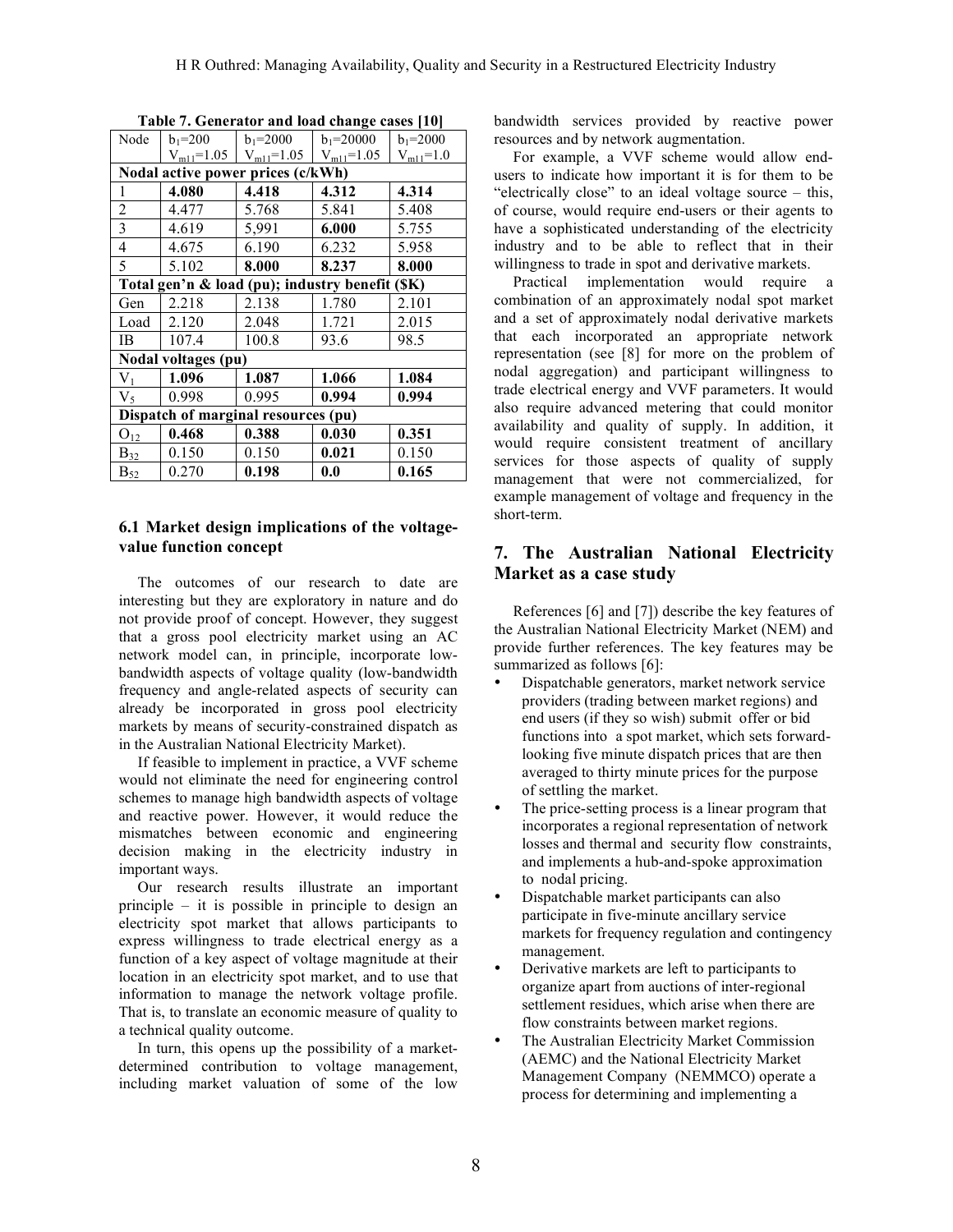**Table 7. Generator and load change cases [10]**

| Node | $b_1$=200 $V_{m11}$=1.05 | $b_1$=2000 $V_{m11}$=1.05 | $b_1$=20000 $V_{m11}$=1.05 | $b_1$=2000 $V_{m11}$=1.0 |
|---|---|---|---|---|
| **Nodal active power prices (c/kWh)** | | | | |
| 1 | **4.080** | **4.418** | 4.312 | **4.314** |
| 2 | 4.477 | 5.768 | 5.841 | 5.408 |
| 3 | 4.619 | 5,991 | **6.000** | 5.755 |
| 4 | 4.675 | 6.190 | 6.232 | 5.958 |
| 5 | 5.102 | **8.000** | **8.237** | **8.000** |
| **Total gen'n & load (pu); industry benefit ($K)** | | | | |
| Gen | 2.218 | 2.138 | 1.780 | 2.101 |
| Load | 2.120 | 2.048 | 1.721 | 2.015 |
| IB | 107.4 | 100.8 | 93.6 | 98.5 |
| **Nodal voltages (pu)** | | | | |
| $V_1$ | **1.096** | **1.087** | **1.066** | **1.084** |
| $V_5$ | 0.998 | 0.995 | **0.994** | **0.994** |
| **Dispatch of marginal resources (pu)** | | | | |
| $O_{12}$ | **0.468** | **0.388** | **0.030** | **0.351** |
| $B_{32}$ | 0.150 | 0.150 | **0.021** | 0.150 |
| $B_{52}$ | 0.270 | **0.198** | **0.0** | **0.165** |

### 6.1 Market design implications of the voltage-value function concept

The outcomes of our research to date are interesting but they are exploratory in nature and do not provide proof of concept. However, they suggest that a gross pool electricity market using an AC network model can, in principle, incorporate low-bandwidth aspects of voltage quality (low-bandwidth frequency and angle-related aspects of security can already be incorporated in gross pool electricity markets by means of security-constrained dispatch as in the Australian National Electricity Market).

If feasible to implement in practice, a VVF scheme would not eliminate the need for engineering control schemes to manage high bandwidth aspects of voltage and reactive power. However, it would reduce the mismatches between economic and engineering decision making in the electricity industry in important ways.

Our research results illustrate an important principle – it is possible in principle to design an electricity spot market that allows participants to express willingness to trade electrical energy as a function of a key aspect of voltage magnitude at their location in an electricity spot market, and to use that information to manage the network voltage profile. That is, to translate an economic measure of quality to a technical quality outcome.

In turn, this opens up the possibility of a market-determined contribution to voltage management, including market valuation of some of the low bandwidth services provided by reactive power resources and by network augmentation.

For example, a VVF scheme would allow end-users to indicate how important it is for them to be "electrically close" to an ideal voltage source – this, of course, would require end-users or their agents to have a sophisticated understanding of the electricity industry and to be able to reflect that in their willingness to trade in spot and derivative markets.

Practical implementation would require a combination of an approximately nodal spot market and a set of approximately nodal derivative markets that each incorporated an appropriate network representation (see [8] for more on the problem of nodal aggregation) and participant willingness to trade electrical energy and VVF parameters. It would also require advanced metering that could monitor availability and quality of supply. In addition, it would require consistent treatment of ancillary services for those aspects of quality of supply management that were not commercialized, for example management of voltage and frequency in the short-term.

## 7. The Australian National Electricity Market as a case study

References [6] and [7]) describe the key features of the Australian National Electricity Market (NEM) and provide further references. The key features may be summarized as follows [6]:

- Dispatchable generators, market network service providers (trading between market regions) and end users (if they so wish) submit offer or bid functions into a spot market, which sets forward-looking five minute dispatch prices that are then averaged to thirty minute prices for the purpose of settling the market.
- The price-setting process is a linear program that incorporates a regional representation of network losses and thermal and security flow constraints, and implements a hub-and-spoke approximation to nodal pricing.
- Dispatchable market participants can also participate in five-minute ancillary service markets for frequency regulation and contingency management.
- Derivative markets are left to participants to organize apart from auctions of inter-regional settlement residues, which arise when there are flow constraints between market regions.
- The Australian Electricity Market Commission (AEMC) and the National Electricity Market Management Company (NEMMCO) operate a process for determining and implementing a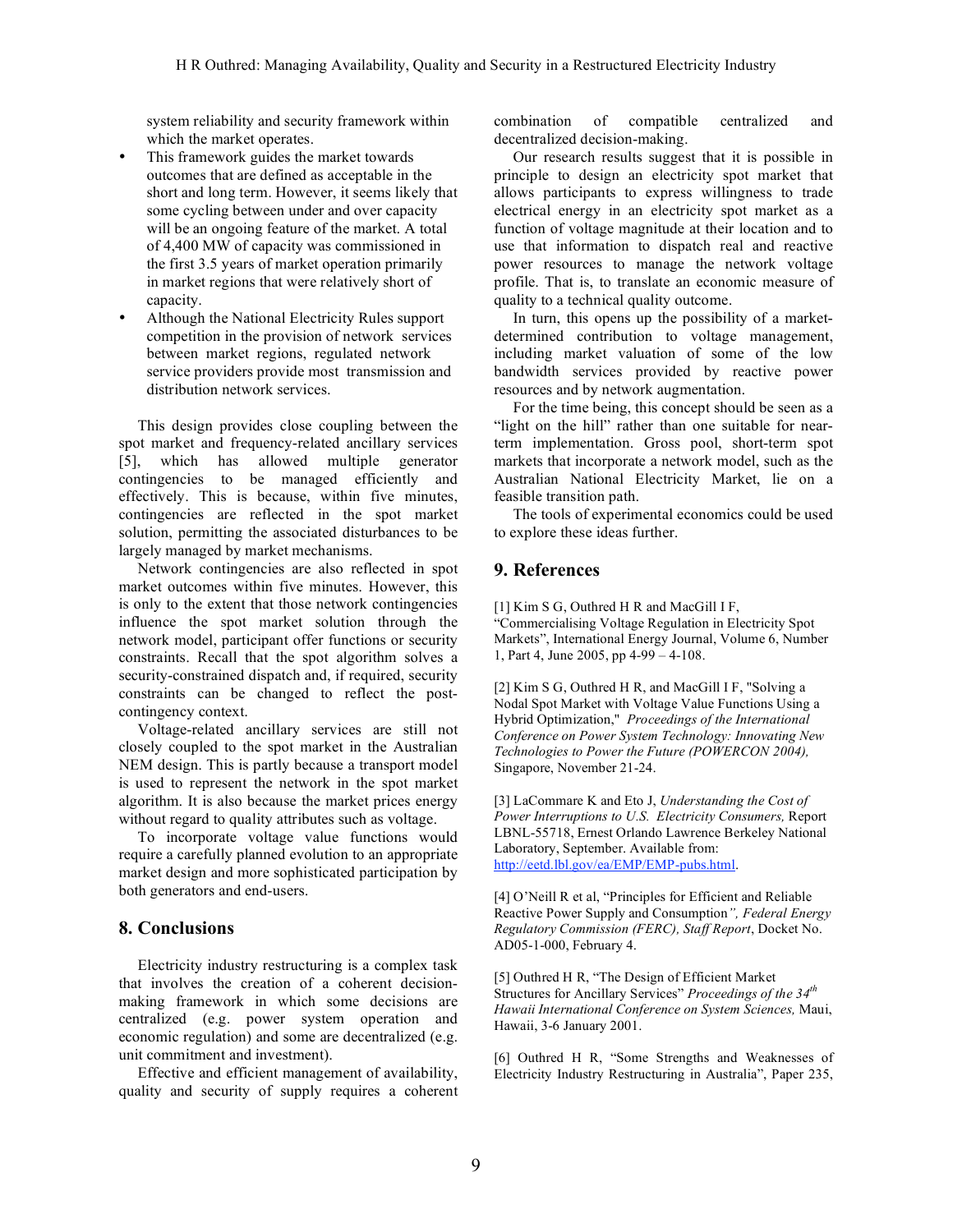system reliability and security framework within which the market operates.

- This framework guides the market towards outcomes that are defined as acceptable in the short and long term. However, it seems likely that some cycling between under and over capacity will be an ongoing feature of the market. A total of 4,400 MW of capacity was commissioned in the first 3.5 years of market operation primarily in market regions that were relatively short of capacity.
- Although the National Electricity Rules support competition in the provision of network services between market regions, regulated network service providers provide most transmission and distribution network services.

This design provides close coupling between the spot market and frequency-related ancillary services [5], which has allowed multiple generator contingencies to be managed efficiently and effectively. This is because, within five minutes, contingencies are reflected in the spot market solution, permitting the associated disturbances to be largely managed by market mechanisms.

Network contingencies are also reflected in spot market outcomes within five minutes. However, this is only to the extent that those network contingencies influence the spot market solution through the network model, participant offer functions or security constraints. Recall that the spot algorithm solves a security-constrained dispatch and, if required, security constraints can be changed to reflect the post-contingency context.

Voltage-related ancillary services are still not closely coupled to the spot market in the Australian NEM design. This is partly because a transport model is used to represent the network in the spot market algorithm. It is also because the market prices energy without regard to quality attributes such as voltage.

To incorporate voltage value functions would require a carefully planned evolution to an appropriate market design and more sophisticated participation by both generators and end-users.

## 8. Conclusions

Electricity industry restructuring is a complex task that involves the creation of a coherent decision-making framework in which some decisions are centralized (e.g. power system operation and economic regulation) and some are decentralized (e.g. unit commitment and investment).

Effective and efficient management of availability, quality and security of supply requires a coherent combination of compatible centralized and decentralized decision-making.

Our research results suggest that it is possible in principle to design an electricity spot market that allows participants to express willingness to trade electrical energy in an electricity spot market as a function of voltage magnitude at their location and to use that information to dispatch real and reactive power resources to manage the network voltage profile. That is, to translate an economic measure of quality to a technical quality outcome.

In turn, this opens up the possibility of a market-determined contribution to voltage management, including market valuation of some of the low bandwidth services provided by reactive power resources and by network augmentation.

For the time being, this concept should be seen as a "light on the hill" rather than one suitable for near-term implementation. Gross pool, short-term spot markets that incorporate a network model, such as the Australian National Electricity Market, lie on a feasible transition path.

The tools of experimental economics could be used to explore these ideas further.

## 9. References

[1] Kim S G, Outhred H R and MacGill I F, "Commercialising Voltage Regulation in Electricity Spot Markets", International Energy Journal, Volume 6, Number 1, Part 4, June 2005, pp 4-99 – 4-108.

[2] Kim S G, Outhred H R, and MacGill I F, "Solving a Nodal Spot Market with Voltage Value Functions Using a Hybrid Optimization," *Proceedings of the International Conference on Power System Technology: Innovating New Technologies to Power the Future (POWERCON 2004),* Singapore, November 21-24.

[3] LaCommare K and Eto J, *Understanding the Cost of Power Interruptions to U.S. Electricity Consumers,* Report LBNL-55718, Ernest Orlando Lawrence Berkeley National Laboratory, September. Available from: http://eetd.lbl.gov/ea/EMP/EMP-pubs.html.

[4] O'Neill R et al, "Principles for Efficient and Reliable Reactive Power Supply and Consumption*", Federal Energy Regulatory Commission (FERC), Staff Report*, Docket No. AD05-1-000, February 4.

[5] Outhred H R, "The Design of Efficient Market Structures for Ancillary Services" *Proceedings of the 34th Hawaii International Conference on System Sciences,* Maui, Hawaii, 3-6 January 2001.

[6] Outhred H R, "Some Strengths and Weaknesses of Electricity Industry Restructuring in Australia", Paper 235,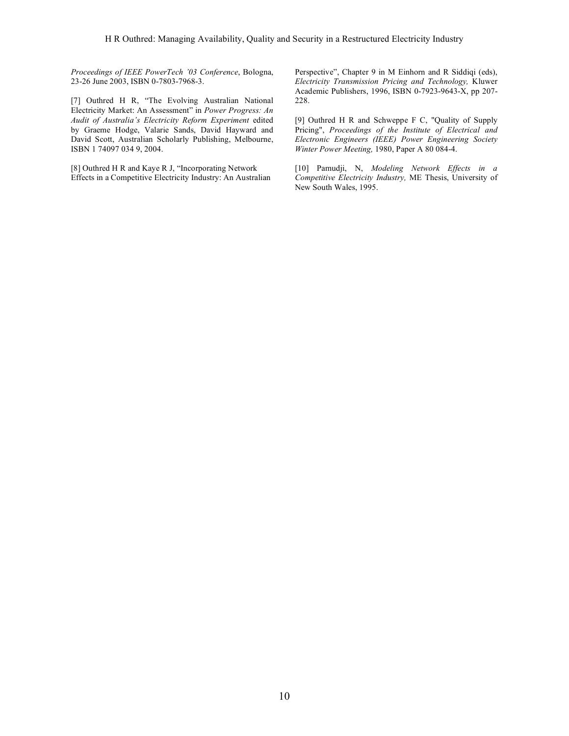*Proceedings of IEEE PowerTech '03 Conference*, Bologna, 23-26 June 2003, ISBN 0-7803-7968-3.

[7] Outhred H R, "The Evolving Australian National Electricity Market: An Assessment" in *Power Progress: An Audit of Australia's Electricity Reform Experiment* edited by Graeme Hodge, Valarie Sands, David Hayward and David Scott, Australian Scholarly Publishing, Melbourne, ISBN 1 74097 034 9, 2004.

[8] Outhred H R and Kaye R J, "Incorporating Network Effects in a Competitive Electricity Industry: An Australian Perspective", Chapter 9 in M Einhorn and R Siddiqi (eds), *Electricity Transmission Pricing and Technology,* Kluwer Academic Publishers, 1996, ISBN 0-7923-9643-X, pp 207-228.

[9] Outhred H R and Schweppe F C, "Quality of Supply Pricing", *Proceedings of the Institute of Electrical and Electronic Engineers (IEEE) Power Engineering Society Winter Power Meeting,* 1980, Paper A 80 084-4.

[10] Pamudji, N, *Modeling Network Effects in a Competitive Electricity Industry,* ME Thesis, University of New South Wales, 1995.